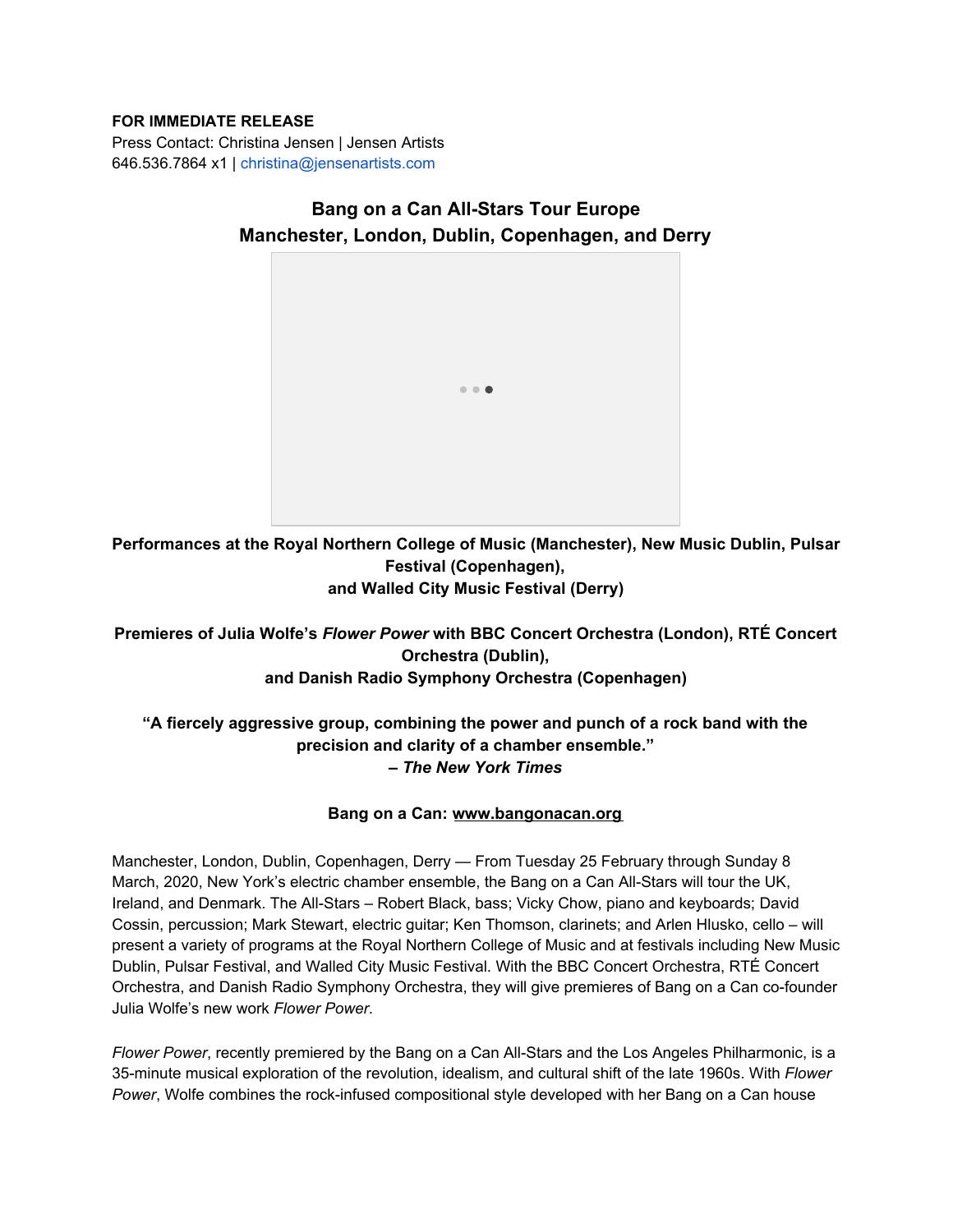**FOR IMMEDIATE RELEASE**
Press Contact: Christina Jensen | Jensen Artists
646.536.7864 x1 | christina@jensenartists.com

## Bang on a Can All-Stars Tour Europe
## Manchester, London, Dublin, Copenhagen, and Derry

**Performances at the Royal Northern College of Music (Manchester), New Music Dublin, Pulsar Festival (Copenhagen),
and Walled City Music Festival (Derry)**

**Premieres of Julia Wolfe's *Flower Power* with BBC Concert Orchestra (London), RTÉ Concert Orchestra (Dublin),
and Danish Radio Symphony Orchestra (Copenhagen)**

**"A fiercely aggressive group, combining the power and punch of a rock band with the precision and clarity of a chamber ensemble."**
***– The New York Times***

**Bang on a Can: www.bangonacan.org**

Manchester, London, Dublin, Copenhagen, Derry — From Tuesday 25 February through Sunday 8 March, 2020, New York's electric chamber ensemble, the Bang on a Can All-Stars will tour the UK, Ireland, and Denmark. The All-Stars – Robert Black, bass; Vicky Chow, piano and keyboards; David Cossin, percussion; Mark Stewart, electric guitar; Ken Thomson, clarinets; and Arlen Hlusko, cello – will present a variety of programs at the Royal Northern College of Music and at festivals including New Music Dublin, Pulsar Festival, and Walled City Music Festival. With the BBC Concert Orchestra, RTÉ Concert Orchestra, and Danish Radio Symphony Orchestra, they will give premieres of Bang on a Can co-founder Julia Wolfe's new work *Flower Power*.

*Flower Power*, recently premiered by the Bang on a Can All-Stars and the Los Angeles Philharmonic, is a 35-minute musical exploration of the revolution, idealism, and cultural shift of the late 1960s. With *Flower Power*, Wolfe combines the rock-infused compositional style developed with her Bang on a Can house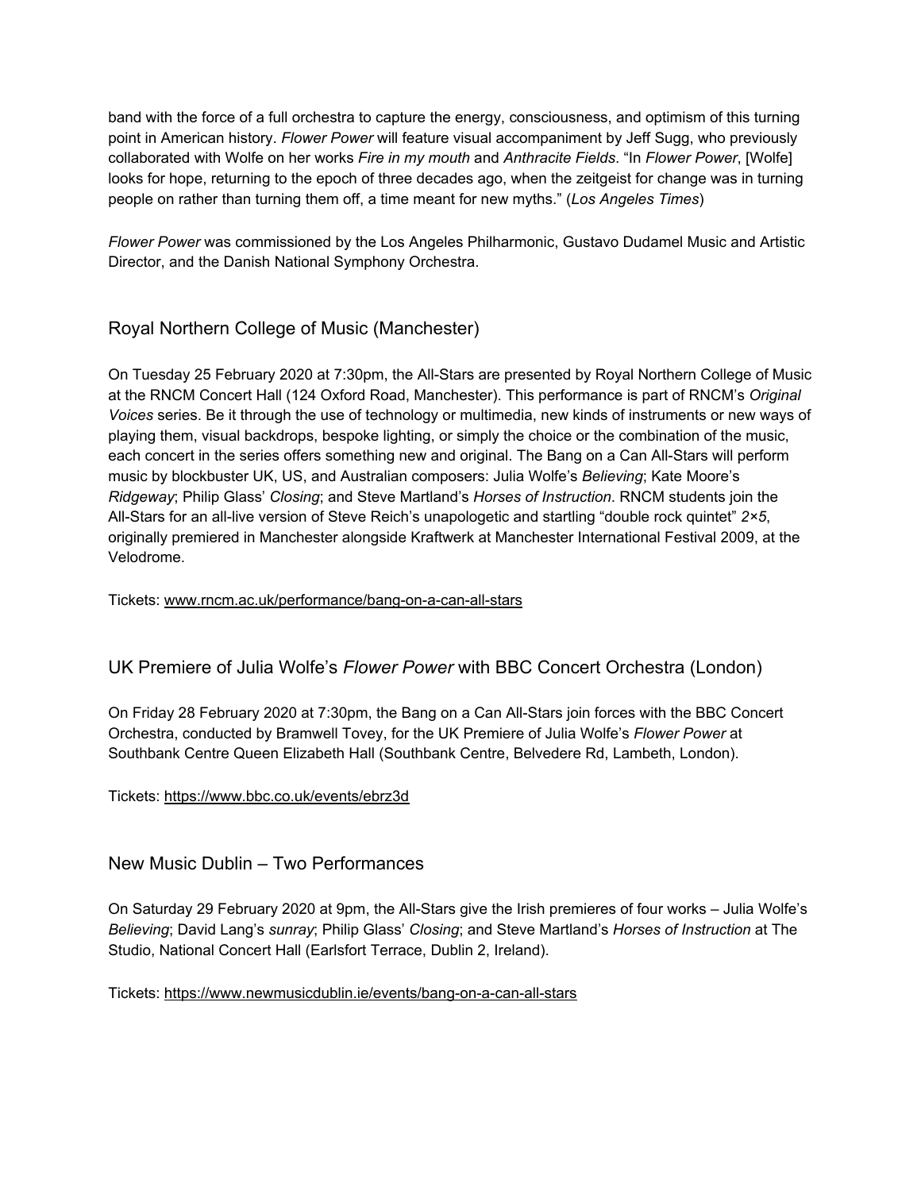band with the force of a full orchestra to capture the energy, consciousness, and optimism of this turning point in American history. *Flower Power* will feature visual accompaniment by Jeff Sugg, who previously collaborated with Wolfe on her works *Fire in my mouth* and *Anthracite Fields*. "In *Flower Power*, [Wolfe] looks for hope, returning to the epoch of three decades ago, when the zeitgeist for change was in turning people on rather than turning them off, a time meant for new myths." (*Los Angeles Times*)

*Flower Power* was commissioned by the Los Angeles Philharmonic, Gustavo Dudamel Music and Artistic Director, and the Danish National Symphony Orchestra.

## Royal Northern College of Music (Manchester)

On Tuesday 25 February 2020 at 7:30pm, the All-Stars are presented by Royal Northern College of Music at the RNCM Concert Hall (124 Oxford Road, Manchester). This performance is part of RNCM's *Original Voices* series. Be it through the use of technology or multimedia, new kinds of instruments or new ways of playing them, visual backdrops, bespoke lighting, or simply the choice or the combination of the music, each concert in the series offers something new and original. The Bang on a Can All-Stars will perform music by blockbuster UK, US, and Australian composers: Julia Wolfe's *Believing*; Kate Moore's *Ridgeway*; Philip Glass' *Closing*; and Steve Martland's *Horses of Instruction*. RNCM students join the All-Stars for an all-live version of Steve Reich's unapologetic and startling "double rock quintet" *2×5*, originally premiered in Manchester alongside Kraftwerk at Manchester International Festival 2009, at the Velodrome.

Tickets: www.rncm.ac.uk/performance/bang-on-a-can-all-stars

## UK Premiere of Julia Wolfe's *Flower Power* with BBC Concert Orchestra (London)

On Friday 28 February 2020 at 7:30pm, the Bang on a Can All-Stars join forces with the BBC Concert Orchestra, conducted by Bramwell Tovey, for the UK Premiere of Julia Wolfe's *Flower Power* at Southbank Centre Queen Elizabeth Hall (Southbank Centre, Belvedere Rd, Lambeth, London).

Tickets: https://www.bbc.co.uk/events/ebrz3d

## New Music Dublin – Two Performances

On Saturday 29 February 2020 at 9pm, the All-Stars give the Irish premieres of four works – Julia Wolfe's *Believing*; David Lang's *sunray*; Philip Glass' *Closing*; and Steve Martland's *Horses of Instruction* at The Studio, National Concert Hall (Earlsfort Terrace, Dublin 2, Ireland).

Tickets: https://www.newmusicdublin.ie/events/bang-on-a-can-all-stars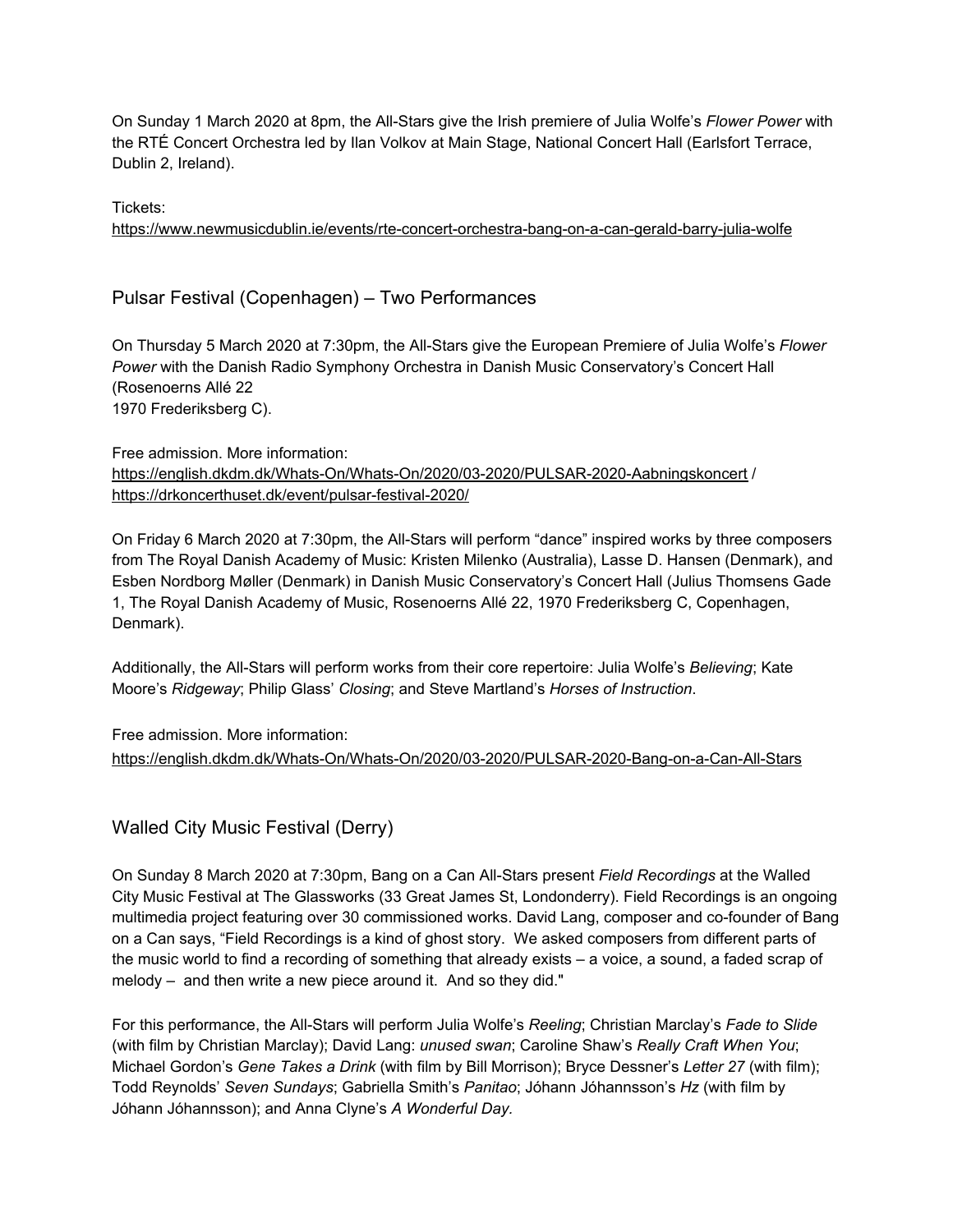On Sunday 1 March 2020 at 8pm, the All-Stars give the Irish premiere of Julia Wolfe's *Flower Power* with the RTÉ Concert Orchestra led by Ilan Volkov at Main Stage, National Concert Hall (Earlsfort Terrace, Dublin 2, Ireland).

Tickets:
https://www.newmusicdublin.ie/events/rte-concert-orchestra-bang-on-a-can-gerald-barry-julia-wolfe

## Pulsar Festival (Copenhagen) – Two Performances

On Thursday 5 March 2020 at 7:30pm, the All-Stars give the European Premiere of Julia Wolfe's *Flower Power* with the Danish Radio Symphony Orchestra in Danish Music Conservatory's Concert Hall (Rosenoerns Allé 22
1970 Frederiksberg C).

Free admission. More information:
https://english.dkdm.dk/Whats-On/Whats-On/2020/03-2020/PULSAR-2020-Aabningskoncert /
https://drkoncerthuset.dk/event/pulsar-festival-2020/

On Friday 6 March 2020 at 7:30pm, the All-Stars will perform "dance" inspired works by three composers from The Royal Danish Academy of Music: Kristen Milenko (Australia), Lasse D. Hansen (Denmark), and Esben Nordborg Møller (Denmark) in Danish Music Conservatory's Concert Hall (Julius Thomsens Gade 1, The Royal Danish Academy of Music, Rosenoerns Allé 22, 1970 Frederiksberg C, Copenhagen, Denmark).

Additionally, the All-Stars will perform works from their core repertoire: Julia Wolfe's *Believing*; Kate Moore's *Ridgeway*; Philip Glass' *Closing*; and Steve Martland's *Horses of Instruction*.

Free admission. More information:
https://english.dkdm.dk/Whats-On/Whats-On/2020/03-2020/PULSAR-2020-Bang-on-a-Can-All-Stars

## Walled City Music Festival (Derry)

On Sunday 8 March 2020 at 7:30pm, Bang on a Can All-Stars present *Field Recordings* at the Walled City Music Festival at The Glassworks (33 Great James St, Londonderry). Field Recordings is an ongoing multimedia project featuring over 30 commissioned works. David Lang, composer and co-founder of Bang on a Can says, "Field Recordings is a kind of ghost story. We asked composers from different parts of the music world to find a recording of something that already exists – a voice, a sound, a faded scrap of melody – and then write a new piece around it. And so they did."

For this performance, the All-Stars will perform Julia Wolfe's *Reeling*; Christian Marclay's *Fade to Slide* (with film by Christian Marclay); David Lang: *unused swan*; Caroline Shaw's *Really Craft When You*; Michael Gordon's *Gene Takes a Drink* (with film by Bill Morrison); Bryce Dessner's *Letter 27* (with film); Todd Reynolds' *Seven Sundays*; Gabriella Smith's *Panitao*; Jóhann Jóhannsson's *Hz* (with film by Jóhann Jóhannsson); and Anna Clyne's *A Wonderful Day.*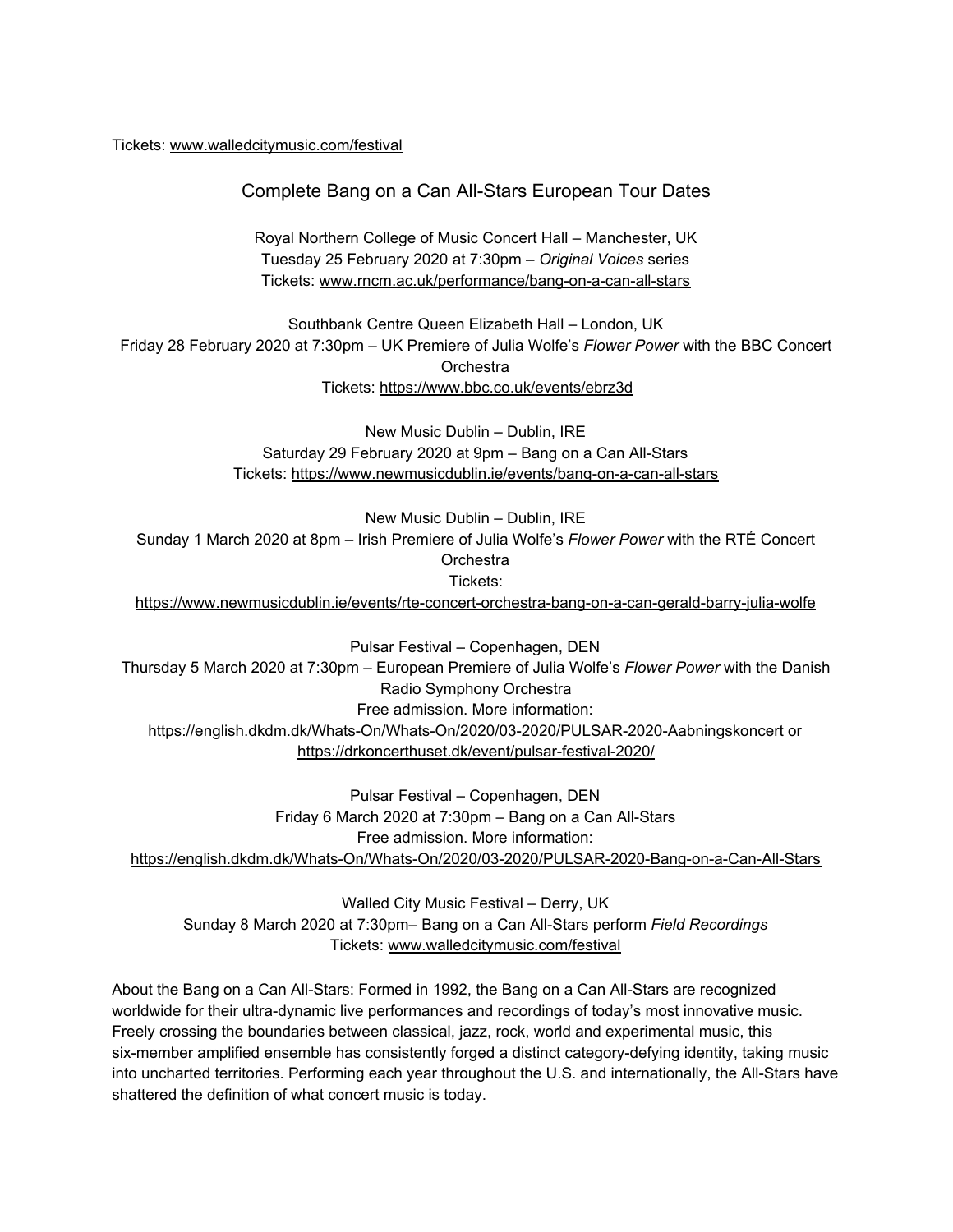Tickets: www.walledcitymusic.com/festival

## Complete Bang on a Can All-Stars European Tour Dates

Royal Northern College of Music Concert Hall – Manchester, UK
Tuesday 25 February 2020 at 7:30pm – *Original Voices* series
Tickets: www.rncm.ac.uk/performance/bang-on-a-can-all-stars

Southbank Centre Queen Elizabeth Hall – London, UK
Friday 28 February 2020 at 7:30pm – UK Premiere of Julia Wolfe's *Flower Power* with the BBC Concert Orchestra
Tickets: https://www.bbc.co.uk/events/ebrz3d

New Music Dublin – Dublin, IRE
Saturday 29 February 2020 at 9pm – Bang on a Can All-Stars
Tickets: https://www.newmusicdublin.ie/events/bang-on-a-can-all-stars

New Music Dublin – Dublin, IRE
Sunday 1 March 2020 at 8pm – Irish Premiere of Julia Wolfe's *Flower Power* with the RTÉ Concert Orchestra
Tickets:
https://www.newmusicdublin.ie/events/rte-concert-orchestra-bang-on-a-can-gerald-barry-julia-wolfe

Pulsar Festival – Copenhagen, DEN
Thursday 5 March 2020 at 7:30pm – European Premiere of Julia Wolfe's *Flower Power* with the Danish Radio Symphony Orchestra
Free admission. More information:
https://english.dkdm.dk/Whats-On/Whats-On/2020/03-2020/PULSAR-2020-Aabningskoncert or
https://drkoncerthuset.dk/event/pulsar-festival-2020/

Pulsar Festival – Copenhagen, DEN
Friday 6 March 2020 at 7:30pm – Bang on a Can All-Stars
Free admission. More information:
https://english.dkdm.dk/Whats-On/Whats-On/2020/03-2020/PULSAR-2020-Bang-on-a-Can-All-Stars

Walled City Music Festival – Derry, UK
Sunday 8 March 2020 at 7:30pm– Bang on a Can All-Stars perform *Field Recordings*
Tickets: www.walledcitymusic.com/festival

About the Bang on a Can All-Stars: Formed in 1992, the Bang on a Can All-Stars are recognized worldwide for their ultra-dynamic live performances and recordings of today's most innovative music. Freely crossing the boundaries between classical, jazz, rock, world and experimental music, this six-member amplified ensemble has consistently forged a distinct category-defying identity, taking music into uncharted territories. Performing each year throughout the U.S. and internationally, the All-Stars have shattered the definition of what concert music is today.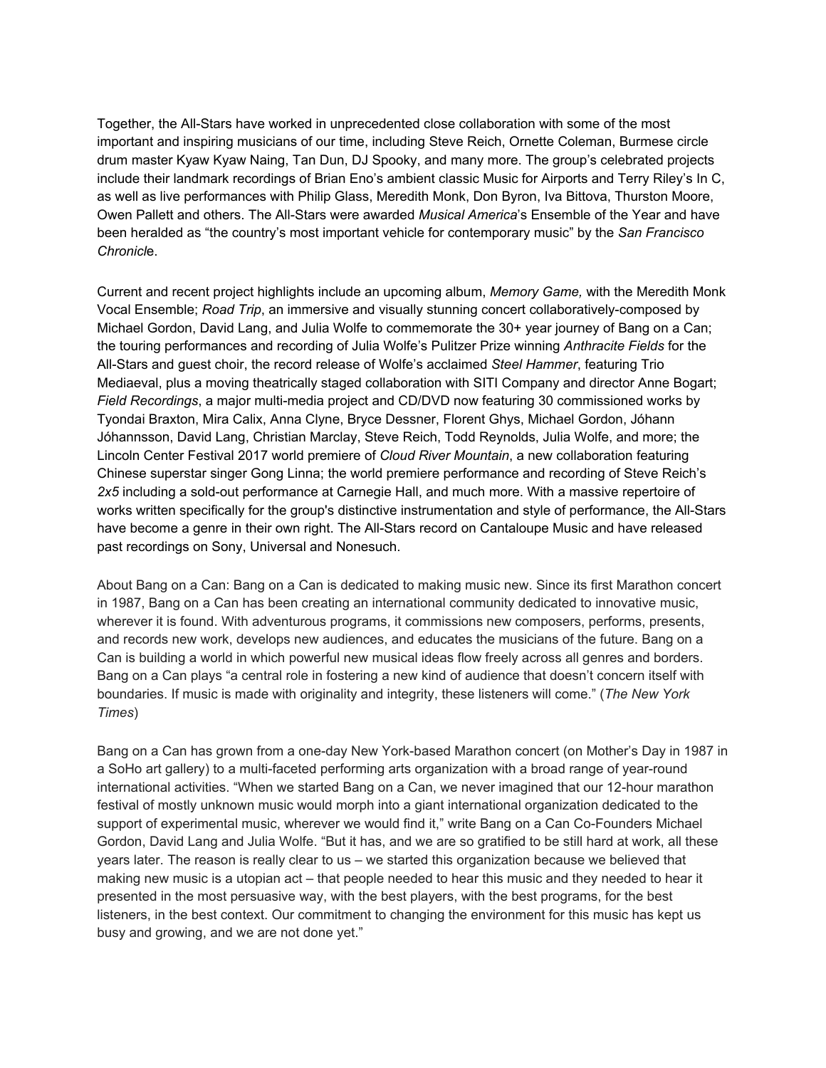Together, the All-Stars have worked in unprecedented close collaboration with some of the most important and inspiring musicians of our time, including Steve Reich, Ornette Coleman, Burmese circle drum master Kyaw Kyaw Naing, Tan Dun, DJ Spooky, and many more. The group's celebrated projects include their landmark recordings of Brian Eno's ambient classic Music for Airports and Terry Riley's In C, as well as live performances with Philip Glass, Meredith Monk, Don Byron, Iva Bittova, Thurston Moore, Owen Pallett and others. The All-Stars were awarded *Musical America*'s Ensemble of the Year and have been heralded as "the country's most important vehicle for contemporary music" by the *San Francisco Chronicl*e.

Current and recent project highlights include an upcoming album, *Memory Game,* with the Meredith Monk Vocal Ensemble; *Road Trip*, an immersive and visually stunning concert collaboratively-composed by Michael Gordon, David Lang, and Julia Wolfe to commemorate the 30+ year journey of Bang on a Can; the touring performances and recording of Julia Wolfe's Pulitzer Prize winning *Anthracite Fields* for the All-Stars and guest choir, the record release of Wolfe's acclaimed *Steel Hammer*, featuring Trio Mediaeval, plus a moving theatrically staged collaboration with SITI Company and director Anne Bogart; *Field Recordings*, a major multi-media project and CD/DVD now featuring 30 commissioned works by Tyondai Braxton, Mira Calix, Anna Clyne, Bryce Dessner, Florent Ghys, Michael Gordon, Jóhann Jóhannsson, David Lang, Christian Marclay, Steve Reich, Todd Reynolds, Julia Wolfe, and more; the Lincoln Center Festival 2017 world premiere of *Cloud River Mountain*, a new collaboration featuring Chinese superstar singer Gong Linna; the world premiere performance and recording of Steve Reich's *2x5* including a sold-out performance at Carnegie Hall, and much more. With a massive repertoire of works written specifically for the group's distinctive instrumentation and style of performance, the All-Stars have become a genre in their own right. The All-Stars record on Cantaloupe Music and have released past recordings on Sony, Universal and Nonesuch.

About Bang on a Can: Bang on a Can is dedicated to making music new. Since its first Marathon concert in 1987, Bang on a Can has been creating an international community dedicated to innovative music, wherever it is found. With adventurous programs, it commissions new composers, performs, presents, and records new work, develops new audiences, and educates the musicians of the future. Bang on a Can is building a world in which powerful new musical ideas flow freely across all genres and borders. Bang on a Can plays "a central role in fostering a new kind of audience that doesn't concern itself with boundaries. If music is made with originality and integrity, these listeners will come." (*The New York Times*)

Bang on a Can has grown from a one-day New York-based Marathon concert (on Mother's Day in 1987 in a SoHo art gallery) to a multi-faceted performing arts organization with a broad range of year-round international activities. "When we started Bang on a Can, we never imagined that our 12-hour marathon festival of mostly unknown music would morph into a giant international organization dedicated to the support of experimental music, wherever we would find it," write Bang on a Can Co-Founders Michael Gordon, David Lang and Julia Wolfe. "But it has, and we are so gratified to be still hard at work, all these years later. The reason is really clear to us – we started this organization because we believed that making new music is a utopian act – that people needed to hear this music and they needed to hear it presented in the most persuasive way, with the best players, with the best programs, for the best listeners, in the best context. Our commitment to changing the environment for this music has kept us busy and growing, and we are not done yet."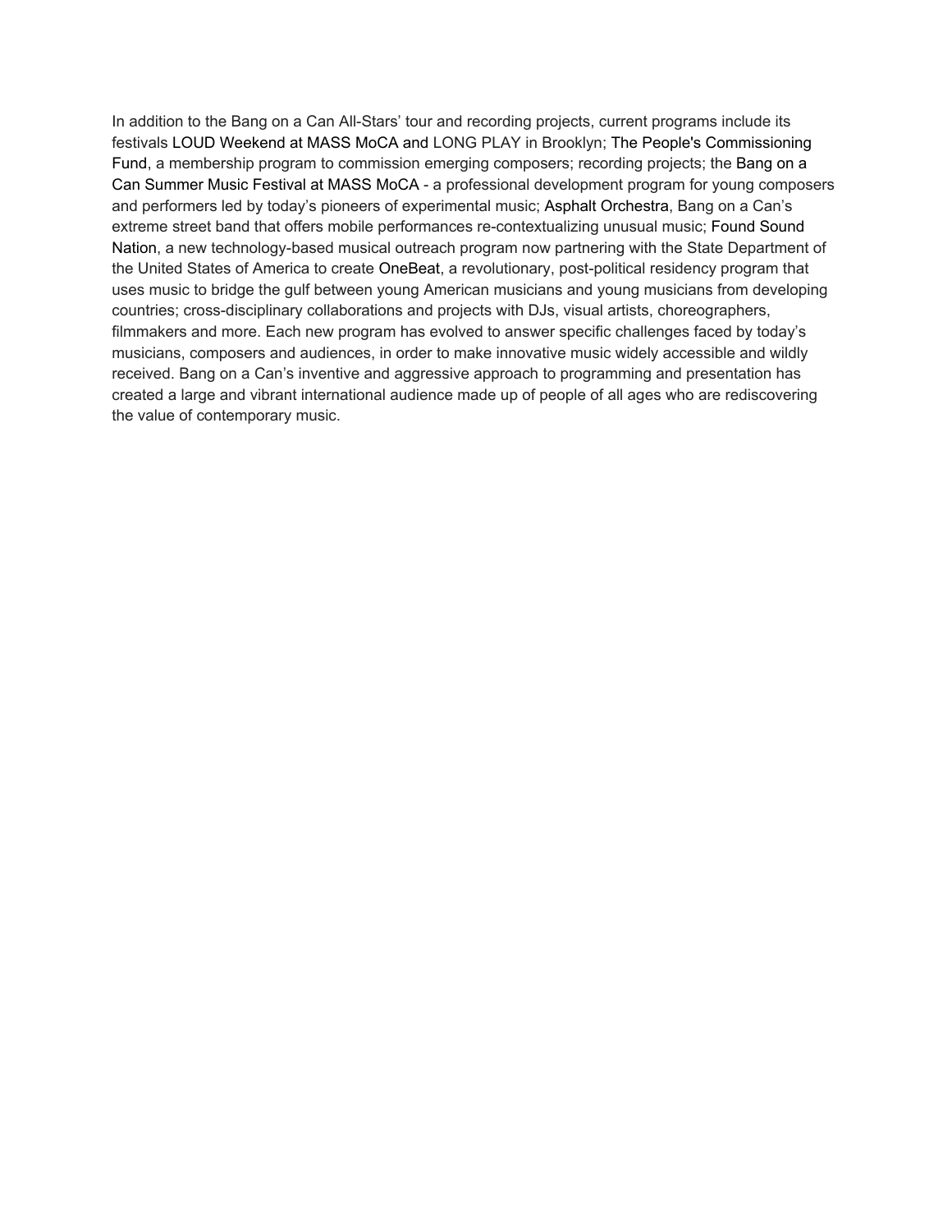In addition to the Bang on a Can All-Stars' tour and recording projects, current programs include its festivals LOUD Weekend at MASS MoCA and LONG PLAY in Brooklyn; The People's Commissioning Fund, a membership program to commission emerging composers; recording projects; the Bang on a Can Summer Music Festival at MASS MoCA - a professional development program for young composers and performers led by today's pioneers of experimental music; Asphalt Orchestra, Bang on a Can's extreme street band that offers mobile performances re-contextualizing unusual music; Found Sound Nation, a new technology-based musical outreach program now partnering with the State Department of the United States of America to create OneBeat, a revolutionary, post-political residency program that uses music to bridge the gulf between young American musicians and young musicians from developing countries; cross-disciplinary collaborations and projects with DJs, visual artists, choreographers, filmmakers and more. Each new program has evolved to answer specific challenges faced by today's musicians, composers and audiences, in order to make innovative music widely accessible and wildly received. Bang on a Can's inventive and aggressive approach to programming and presentation has created a large and vibrant international audience made up of people of all ages who are rediscovering the value of contemporary music.